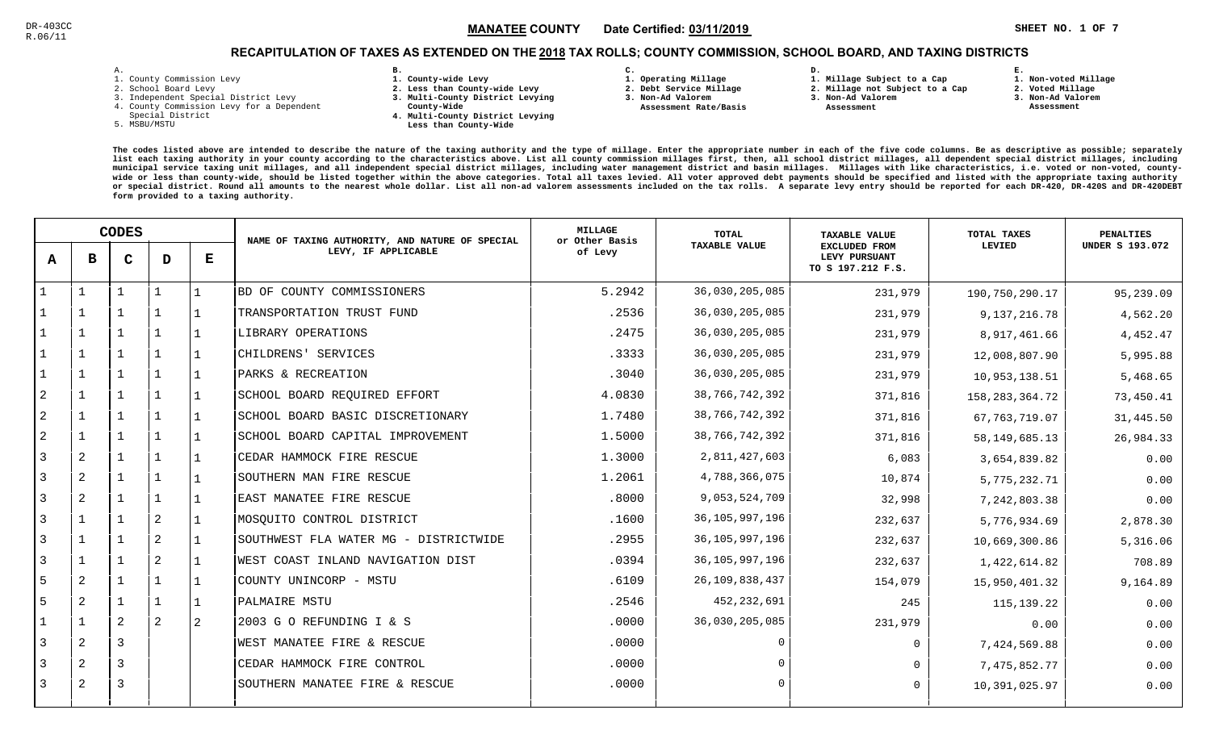DR-403CC
R.06/11

**MANATEE COUNTY** Date Certified: **03/11/2019**

SHEET NO. 1 OF 7

## RECAPITULATION OF TAXES AS EXTENDED ON THE 2018 TAX ROLLS; COUNTY COMMISSION, SCHOOL BOARD, AND TAXING DISTRICTS

A.
1. County Commission Levy
2. School Board Levy
3. Independent Special District Levy
4. County Commission Levy for a Dependent Special District
5. MSBU/MSTU

B.
1. County-wide Levy
2. Less than County-wide Levy
3. Multi-County District Levying County-Wide
4. Multi-County District Levying Less than County-Wide

C.
1. Operating Millage
2. Debt Service Millage
3. Non-Ad Valorem Assessment Rate/Basis

D.
1. Millage Subject to a Cap
2. Millage not Subject to a Cap
3. Non-Ad Valorem Assessment

E.
1. Non-voted Millage
2. Voted Millage
3. Non-Ad Valorem Assessment

The codes listed above are intended to describe the nature of the taxing authority and the type of millage. Enter the appropriate number in each of the five code columns. Be as descriptive as possible; separately list each taxing authority in your county according to the characteristics above. List all county commission millages first, then, all school district millages, all dependent special district millages, including municipal service taxing unit millages, and all independent special district millages, including water management district and basin millages. Millages with like characteristics, i.e. voted or non-voted, county-wide or less than county-wide, should be listed together within the above categories. Total all taxes levied. All voter approved debt payments should be specified and listed with the appropriate taxing authority or special district. Round all amounts to the nearest whole dollar. List all non-ad valorem assessments included on the tax rolls. A separate levy entry should be reported for each DR-420, DR-420S and DR-420DEBT form provided to a taxing authority.

| CODES | | | | | NAME OF TAXING AUTHORITY, AND NATURE OF SPECIAL LEVY, IF APPLICABLE | MILLAGE or Other Basis of Levy | TOTAL TAXABLE VALUE | TAXABLE VALUE EXCLUDED FROM LEVY PURSUANT TO S 197.212 F.S. | TOTAL TAXES LEVIED | PENALTIES UNDER S 193.072 |
|---|---|---|---|---|---|---|---|---|---|---|
| A | B | C | D | E | | | | | | |
| 1 | 1 | 1 | 1 | 1 | BD OF COUNTY COMMISSIONERS | 5.2942 | 36,030,205,085 | 231,979 | 190,750,290.17 | 95,239.09 |
| 1 | 1 | 1 | 1 | 1 | TRANSPORTATION TRUST FUND | .2536 | 36,030,205,085 | 231,979 | 9,137,216.78 | 4,562.20 |
| 1 | 1 | 1 | 1 | 1 | LIBRARY OPERATIONS | .2475 | 36,030,205,085 | 231,979 | 8,917,461.66 | 4,452.47 |
| 1 | 1 | 1 | 1 | 1 | CHILDRENS' SERVICES | .3333 | 36,030,205,085 | 231,979 | 12,008,807.90 | 5,995.88 |
| 1 | 1 | 1 | 1 | 1 | PARKS & RECREATION | .3040 | 36,030,205,085 | 231,979 | 10,953,138.51 | 5,468.65 |
| 2 | 1 | 1 | 1 | 1 | SCHOOL BOARD REQUIRED EFFORT | 4.0830 | 38,766,742,392 | 371,816 | 158,283,364.72 | 73,450.41 |
| 2 | 1 | 1 | 1 | 1 | SCHOOL BOARD BASIC DISCRETIONARY | 1.7480 | 38,766,742,392 | 371,816 | 67,763,719.07 | 31,445.50 |
| 2 | 1 | 1 | 1 | 1 | SCHOOL BOARD CAPITAL IMPROVEMENT | 1.5000 | 38,766,742,392 | 371,816 | 58,149,685.13 | 26,984.33 |
| 3 | 2 | 1 | 1 | 1 | CEDAR HAMMOCK FIRE RESCUE | 1.3000 | 2,811,427,603 | 6,083 | 3,654,839.82 | 0.00 |
| 3 | 2 | 1 | 1 | 1 | SOUTHERN MAN FIRE RESCUE | 1.2061 | 4,788,366,075 | 10,874 | 5,775,232.71 | 0.00 |
| 3 | 2 | 1 | 1 | 1 | EAST MANATEE FIRE RESCUE | .8000 | 9,053,524,709 | 32,998 | 7,242,803.38 | 0.00 |
| 3 | 1 | 1 | 2 | 1 | MOSQUITO CONTROL DISTRICT | .1600 | 36,105,997,196 | 232,637 | 5,776,934.69 | 2,878.30 |
| 3 | 1 | 1 | 2 | 1 | SOUTHWEST FLA WATER MG - DISTRICTWIDE | .2955 | 36,105,997,196 | 232,637 | 10,669,300.86 | 5,316.06 |
| 3 | 1 | 1 | 2 | 1 | WEST COAST INLAND NAVIGATION DIST | .0394 | 36,105,997,196 | 232,637 | 1,422,614.82 | 708.89 |
| 5 | 2 | 1 | 1 | 1 | COUNTY UNINCORP - MSTU | .6109 | 26,109,838,437 | 154,079 | 15,950,401.32 | 9,164.89 |
| 5 | 2 | 1 | 1 | 1 | PALMAIRE MSTU | .2546 | 452,232,691 | 245 | 115,139.22 | 0.00 |
| 1 | 1 | 2 | 2 | 2 | 2003 G O REFUNDING I & S | .0000 | 36,030,205,085 | 231,979 | 0.00 | 0.00 |
| 3 | 2 | 3 | | | WEST MANATEE FIRE & RESCUE | .0000 | 0 | 0 | 7,424,569.88 | 0.00 |
| 3 | 2 | 3 | | | CEDAR HAMMOCK FIRE CONTROL | .0000 | 0 | 0 | 7,475,852.77 | 0.00 |
| 3 | 2 | 3 | | | SOUTHERN MANATEE FIRE & RESCUE | .0000 | 0 | 0 | 10,391,025.97 | 0.00 |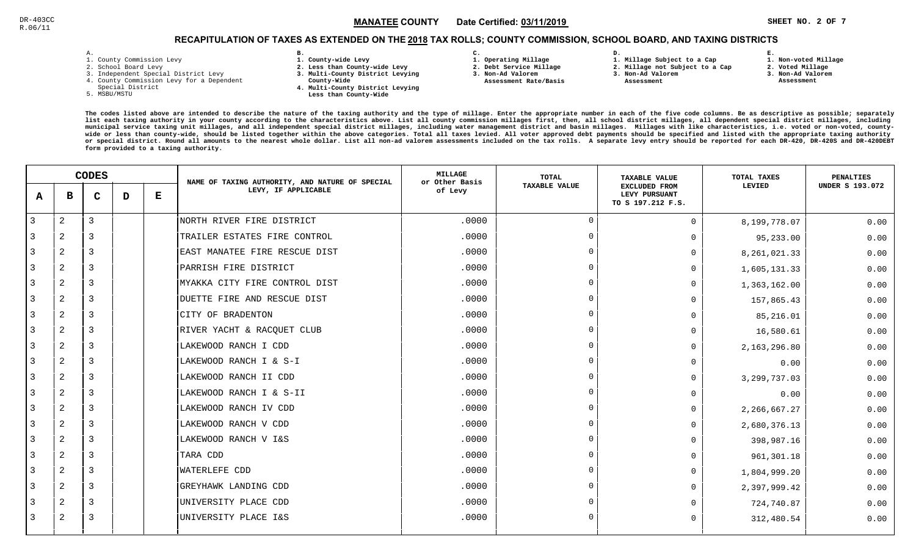DR-403CC
R.06/11

**MANATEE COUNTY** Date Certified: **03/11/2019**

# RECAPITULATION OF TAXES AS EXTENDED ON THE 2018 TAX ROLLS; COUNTY COMMISSION, SCHOOL BOARD, AND TAXING DISTRICTS

A.
1. County Commission Levy
2. School Board Levy
3. Independent Special District Levy
4. County Commission Levy for a Dependent Special District
5. MSBU/MSTU

B.
1. County-wide Levy
2. Less than County-wide Levy
3. Multi-County District Levying County-Wide
4. Multi-County District Levying Less than County-Wide

C.
1. Operating Millage
2. Debt Service Millage
3. Non-Ad Valorem Assessment Rate/Basis

D.
1. Millage Subject to a Cap
2. Millage not Subject to a Cap
3. Non-Ad Valorem Assessment

E.
1. Non-voted Millage
2. Voted Millage
3. Non-Ad Valorem Assessment

The codes listed above are intended to describe the nature of the taxing authority and the type of millage. Enter the appropriate number in each of the five code columns. Be as descriptive as possible; separately list each taxing authority in your county according to the characteristics above. List all county commission millages first, then, all school district millages, all dependent special district millages, including municipal service taxing unit millages, and all independent special district millages, including water management district and basin millages. Millages with like characteristics, i.e. voted or non-voted, county-wide or less than county-wide, should be listed together within the above categories. Total all taxes levied. All voter approved debt payments should be specified and listed with the appropriate taxing authority or special district. Round all amounts to the nearest whole dollar. List all non-ad valorem assessments included on the tax rolls. A separate levy entry should be reported for each DR-420, DR-420S and DR-420DEBT form provided to a taxing authority.

| A | B | C | D | E | NAME OF TAXING AUTHORITY, AND NATURE OF SPECIAL LEVY, IF APPLICABLE | MILLAGE or Other Basis of Levy | TOTAL TAXABLE VALUE | TAXABLE VALUE EXCLUDED FROM LEVY PURSUANT TO S 197.212 F.S. | TOTAL TAXES LEVIED | PENALTIES UNDER S 193.072 |
|---|---|---|---|---|---|---|---|---|---|---|
| 3 | 2 | 3 | | | NORTH RIVER FIRE DISTRICT | .0000 | 0 | 0 | 8,199,778.07 | 0.00 |
| 3 | 2 | 3 | | | TRAILER ESTATES FIRE CONTROL | .0000 | 0 | 0 | 95,233.00 | 0.00 |
| 3 | 2 | 3 | | | EAST MANATEE FIRE RESCUE DIST | .0000 | 0 | 0 | 8,261,021.33 | 0.00 |
| 3 | 2 | 3 | | | PARRISH FIRE DISTRICT | .0000 | 0 | 0 | 1,605,131.33 | 0.00 |
| 3 | 2 | 3 | | | MYAKKA CITY FIRE CONTROL DIST | .0000 | 0 | 0 | 1,363,162.00 | 0.00 |
| 3 | 2 | 3 | | | DUETTE FIRE AND RESCUE DIST | .0000 | 0 | 0 | 157,865.43 | 0.00 |
| 3 | 2 | 3 | | | CITY OF BRADENTON | .0000 | 0 | 0 | 85,216.01 | 0.00 |
| 3 | 2 | 3 | | | RIVER YACHT & RACQUET CLUB | .0000 | 0 | 0 | 16,580.61 | 0.00 |
| 3 | 2 | 3 | | | LAKEWOOD RANCH I CDD | .0000 | 0 | 0 | 2,163,296.80 | 0.00 |
| 3 | 2 | 3 | | | LAKEWOOD RANCH I & S-I | .0000 | 0 | 0 | 0.00 | 0.00 |
| 3 | 2 | 3 | | | LAKEWOOD RANCH II CDD | .0000 | 0 | 0 | 3,299,737.03 | 0.00 |
| 3 | 2 | 3 | | | LAKEWOOD RANCH I & S-II | .0000 | 0 | 0 | 0.00 | 0.00 |
| 3 | 2 | 3 | | | LAKEWOOD RANCH IV CDD | .0000 | 0 | 0 | 2,266,667.27 | 0.00 |
| 3 | 2 | 3 | | | LAKEWOOD RANCH V CDD | .0000 | 0 | 0 | 2,680,376.13 | 0.00 |
| 3 | 2 | 3 | | | LAKEWOOD RANCH V I&S | .0000 | 0 | 0 | 398,987.16 | 0.00 |
| 3 | 2 | 3 | | | TARA CDD | .0000 | 0 | 0 | 961,301.18 | 0.00 |
| 3 | 2 | 3 | | | WATERLEFE CDD | .0000 | 0 | 0 | 1,804,999.20 | 0.00 |
| 3 | 2 | 3 | | | GREYHAWK LANDING CDD | .0000 | 0 | 0 | 2,397,999.42 | 0.00 |
| 3 | 2 | 3 | | | UNIVERSITY PLACE CDD | .0000 | 0 | 0 | 724,740.87 | 0.00 |
| 3 | 2 | 3 | | | UNIVERSITY PLACE I&S | .0000 | 0 | 0 | 312,480.54 | 0.00 |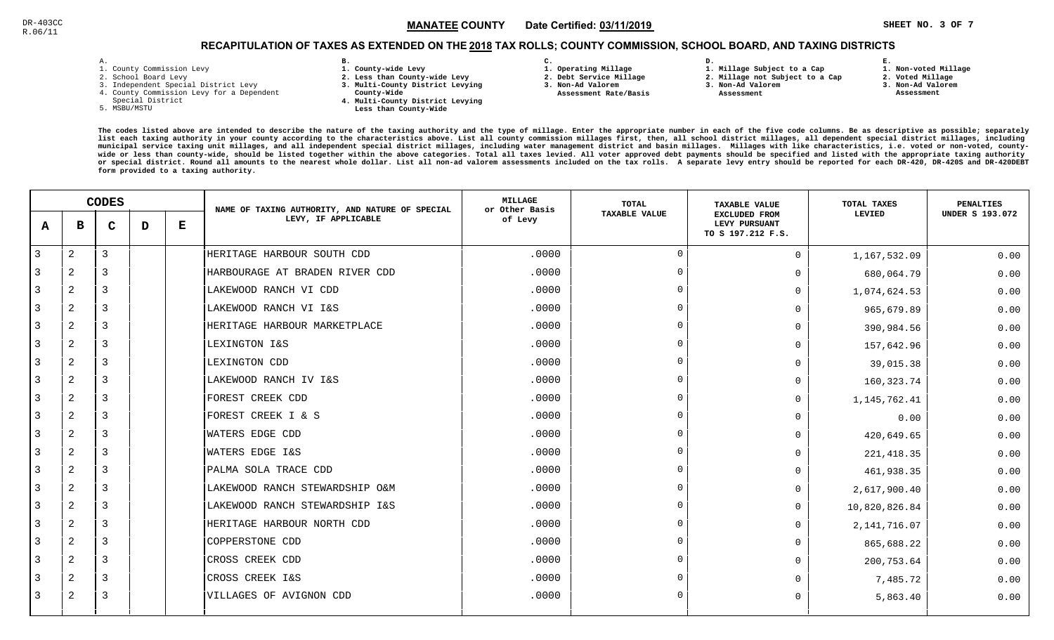DR-403CC
R.06/11

**MANATEE COUNTY** Date Certified: **03/11/2019** SHEET NO. 3 OF 7

## RECAPITULATION OF TAXES AS EXTENDED ON THE 2018 TAX ROLLS; COUNTY COMMISSION, SCHOOL BOARD, AND TAXING DISTRICTS

A.
1. County Commission Levy
2. School Board Levy
3. Independent Special District Levy
4. County Commission Levy for a Dependent Special District
5. MSBU/MSTU

B.
1. County-wide Levy
2. Less than County-wide Levy
3. Multi-County District Levying County-Wide
4. Multi-County District Levying Less than County-Wide

C.
1. Operating Millage
2. Debt Service Millage
3. Non-Ad Valorem Assessment Rate/Basis

D.
1. Millage Subject to a Cap
2. Millage not Subject to a Cap
3. Non-Ad Valorem Assessment

E.
1. Non-voted Millage
2. Voted Millage
3. Non-Ad Valorem Assessment

The codes listed above are intended to describe the nature of the taxing authority and the type of millage. Enter the appropriate number in each of the five code columns. Be as descriptive as possible; separately list each taxing authority in your county according to the characteristics above. List all county commission millages first, then, all school district millages, all dependent special district millages, including municipal service taxing unit millages, and all independent special district millages, including water management district and basin millages. Millages with like characteristics, i.e. voted or non-voted, county-wide or less than county-wide, should be listed together within the above categories. Total all taxes levied. All voter approved debt payments should be specified and listed with the appropriate taxing authority or special district. Round all amounts to the nearest whole dollar. List all non-ad valorem assessments included on the tax rolls. A separate levy entry should be reported for each DR-420, DR-420S and DR-420DEBT form provided to a taxing authority.

| CODES A | B | C | D | E | NAME OF TAXING AUTHORITY, AND NATURE OF SPECIAL LEVY, IF APPLICABLE | MILLAGE or Other Basis of Levy | TOTAL TAXABLE VALUE | TAXABLE VALUE EXCLUDED FROM LEVY PURSUANT TO S 197.212 F.S. | TOTAL TAXES LEVIED | PENALTIES UNDER S 193.072 |
|---|---|---|---|---|---|---|---|---|---|---|
| 3 | 2 | 3 | | | HERITAGE HARBOUR SOUTH CDD | .0000 | 0 | 0 | 1,167,532.09 | 0.00 |
| 3 | 2 | 3 | | | HARBOURAGE AT BRADEN RIVER CDD | .0000 | 0 | 0 | 680,064.79 | 0.00 |
| 3 | 2 | 3 | | | LAKEWOOD RANCH VI CDD | .0000 | 0 | 0 | 1,074,624.53 | 0.00 |
| 3 | 2 | 3 | | | LAKEWOOD RANCH VI I&S | .0000 | 0 | 0 | 965,679.89 | 0.00 |
| 3 | 2 | 3 | | | HERITAGE HARBOUR MARKETPLACE | .0000 | 0 | 0 | 390,984.56 | 0.00 |
| 3 | 2 | 3 | | | LEXINGTON I&S | .0000 | 0 | 0 | 157,642.96 | 0.00 |
| 3 | 2 | 3 | | | LEXINGTON CDD | .0000 | 0 | 0 | 39,015.38 | 0.00 |
| 3 | 2 | 3 | | | LAKEWOOD RANCH IV I&S | .0000 | 0 | 0 | 160,323.74 | 0.00 |
| 3 | 2 | 3 | | | FOREST CREEK CDD | .0000 | 0 | 0 | 1,145,762.41 | 0.00 |
| 3 | 2 | 3 | | | FOREST CREEK I & S | .0000 | 0 | 0 | 0.00 | 0.00 |
| 3 | 2 | 3 | | | WATERS EDGE CDD | .0000 | 0 | 0 | 420,649.65 | 0.00 |
| 3 | 2 | 3 | | | WATERS EDGE I&S | .0000 | 0 | 0 | 221,418.35 | 0.00 |
| 3 | 2 | 3 | | | PALMA SOLA TRACE CDD | .0000 | 0 | 0 | 461,938.35 | 0.00 |
| 3 | 2 | 3 | | | LAKEWOOD RANCH STEWARDSHIP O&M | .0000 | 0 | 0 | 2,617,900.40 | 0.00 |
| 3 | 2 | 3 | | | LAKEWOOD RANCH STEWARDSHIP I&S | .0000 | 0 | 0 | 10,820,826.84 | 0.00 |
| 3 | 2 | 3 | | | HERITAGE HARBOUR NORTH CDD | .0000 | 0 | 0 | 2,141,716.07 | 0.00 |
| 3 | 2 | 3 | | | COPPERSTONE CDD | .0000 | 0 | 0 | 865,688.22 | 0.00 |
| 3 | 2 | 3 | | | CROSS CREEK CDD | .0000 | 0 | 0 | 200,753.64 | 0.00 |
| 3 | 2 | 3 | | | CROSS CREEK I&S | .0000 | 0 | 0 | 7,485.72 | 0.00 |
| 3 | 2 | 3 | | | VILLAGES OF AVIGNON CDD | .0000 | 0 | 0 | 5,863.40 | 0.00 |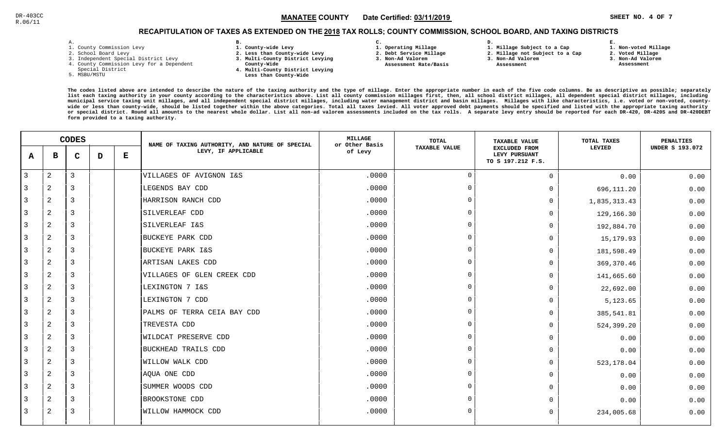DR-403CC
R.06/11

**MANATEE COUNTY** Date Certified: **03/11/2019**

## RECAPITULATION OF TAXES AS EXTENDED ON THE 2018 TAX ROLLS; COUNTY COMMISSION, SCHOOL BOARD, AND TAXING DISTRICTS

A.
1. County Commission Levy
2. School Board Levy
3. Independent Special District Levy
4. County Commission Levy for a Dependent Special District
5. MSBU/MSTU

B.
1. County-wide Levy
2. Less than County-wide Levy
3. Multi-County District Levying County-Wide
4. Multi-County District Levying Less than County-Wide

C.
1. Operating Millage
2. Debt Service Millage
3. Non-Ad Valorem Assessment Rate/Basis

D.
1. Millage Subject to a Cap
2. Millage not Subject to a Cap
3. Non-Ad Valorem Assessment

E.
1. Non-voted Millage
2. Voted Millage
3. Non-Ad Valorem Assessment

The codes listed above are intended to describe the nature of the taxing authority and the type of millage. Enter the appropriate number in each of the five code columns. Be as descriptive as possible; separately list each taxing authority in your county according to the characteristics above. List all county commission millages first, then, all school district millages, all dependent special district millages, including municipal service taxing unit millages, and all independent special district millages, including water management district and basin millages. Millages with like characteristics, i.e. voted or non-voted, county-wide or less than county-wide, should be listed together within the above categories. Total all taxes levied. All voter approved debt payments should be specified and listed with the appropriate taxing authority or special district. Round all amounts to the nearest whole dollar. List all non-ad valorem assessments included on the tax rolls. A separate levy entry should be reported for each DR-420, DR-420S and DR-420DEBT form provided to a taxing authority.

| CODES | | | | | NAME OF TAXING AUTHORITY, AND NATURE OF SPECIAL LEVY, IF APPLICABLE | MILLAGE or Other Basis of Levy | TOTAL TAXABLE VALUE | TAXABLE VALUE EXCLUDED FROM LEVY PURSUANT TO S 197.212 F.S. | TOTAL TAXES LEVIED | PENALTIES UNDER S 193.072 |
|---|---|---|---|---|---|---|---|---|---|---|
| A | B | C | D | E | | | | | | |
| 3 | 2 | 3 | | | VILLAGES OF AVIGNON I&S | .0000 | 0 | 0 | 0.00 | 0.00 |
| 3 | 2 | 3 | | | LEGENDS BAY CDD | .0000 | 0 | 0 | 696,111.20 | 0.00 |
| 3 | 2 | 3 | | | HARRISON RANCH CDD | .0000 | 0 | 0 | 1,835,313.43 | 0.00 |
| 3 | 2 | 3 | | | SILVERLEAF CDD | .0000 | 0 | 0 | 129,166.30 | 0.00 |
| 3 | 2 | 3 | | | SILVERLEAF I&S | .0000 | 0 | 0 | 192,884.70 | 0.00 |
| 3 | 2 | 3 | | | BUCKEYE PARK CDD | .0000 | 0 | 0 | 15,179.93 | 0.00 |
| 3 | 2 | 3 | | | BUCKEYE PARK I&S | .0000 | 0 | 0 | 181,598.49 | 0.00 |
| 3 | 2 | 3 | | | ARTISAN LAKES CDD | .0000 | 0 | 0 | 369,370.46 | 0.00 |
| 3 | 2 | 3 | | | VILLAGES OF GLEN CREEK CDD | .0000 | 0 | 0 | 141,665.60 | 0.00 |
| 3 | 2 | 3 | | | LEXINGTON 7 I&S | .0000 | 0 | 0 | 22,692.00 | 0.00 |
| 3 | 2 | 3 | | | LEXINGTON 7 CDD | .0000 | 0 | 0 | 5,123.65 | 0.00 |
| 3 | 2 | 3 | | | PALMS OF TERRA CEIA BAY CDD | .0000 | 0 | 0 | 385,541.81 | 0.00 |
| 3 | 2 | 3 | | | TREVESTA CDD | .0000 | 0 | 0 | 524,399.20 | 0.00 |
| 3 | 2 | 3 | | | WILDCAT PRESERVE CDD | .0000 | 0 | 0 | 0.00 | 0.00 |
| 3 | 2 | 3 | | | BUCKHEAD TRAILS CDD | .0000 | 0 | 0 | 0.00 | 0.00 |
| 3 | 2 | 3 | | | WILLOW WALK CDD | .0000 | 0 | 0 | 523,178.04 | 0.00 |
| 3 | 2 | 3 | | | AQUA ONE CDD | .0000 | 0 | 0 | 0.00 | 0.00 |
| 3 | 2 | 3 | | | SUMMER WOODS CDD | .0000 | 0 | 0 | 0.00 | 0.00 |
| 3 | 2 | 3 | | | BROOKSTONE CDD | .0000 | 0 | 0 | 0.00 | 0.00 |
| 3 | 2 | 3 | | | WILLOW HAMMOCK CDD | .0000 | 0 | 0 | 234,005.68 | 0.00 |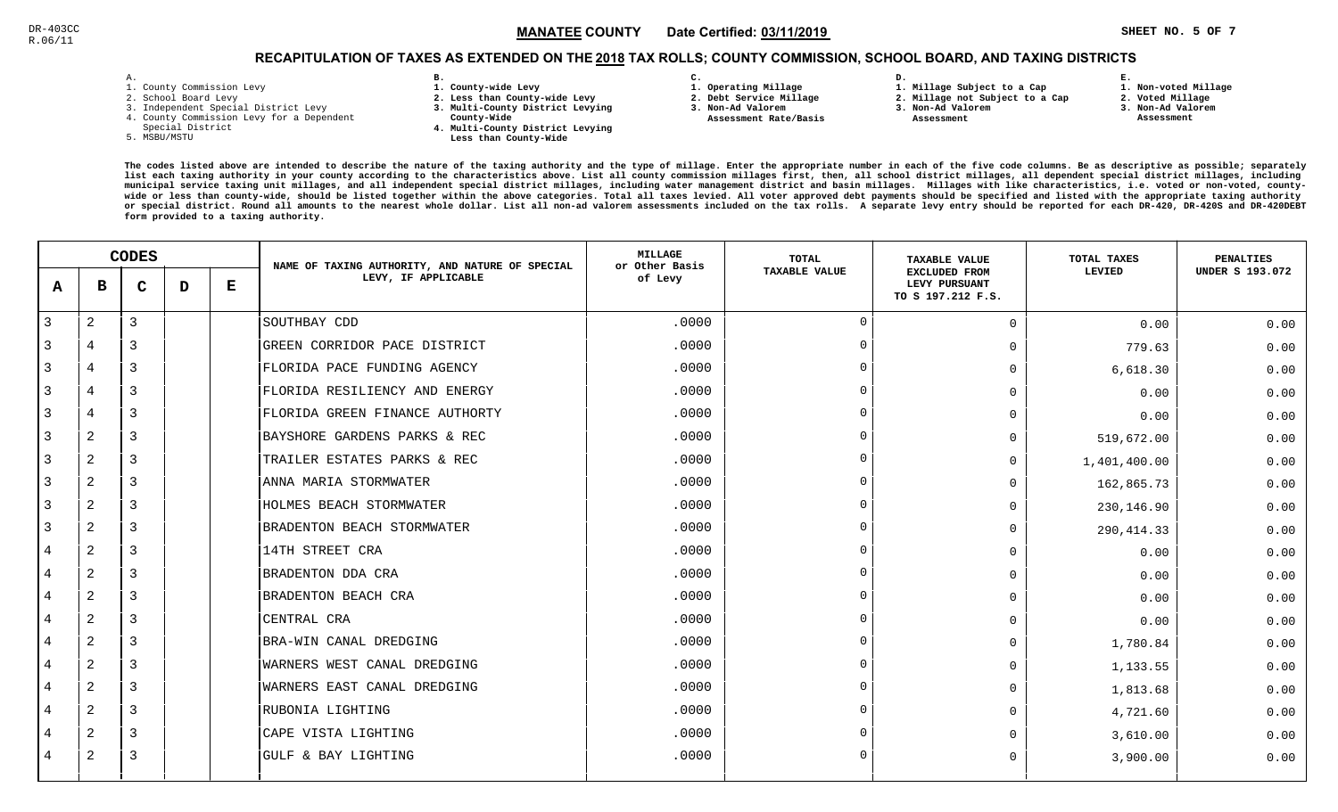DR-403CC
R.06/11

**MANATEE COUNTY** Date Certified: **03/11/2019**

## RECAPITULATION OF TAXES AS EXTENDED ON THE 2018 TAX ROLLS; COUNTY COMMISSION, SCHOOL BOARD, AND TAXING DISTRICTS

**A.**
1. County Commission Levy
2. School Board Levy
3. Independent Special District Levy
4. County Commission Levy for a Dependent Special District
5. MSBU/MSTU

**B.**
1. County-wide Levy
2. Less than County-wide Levy
3. Multi-County District Levying County-Wide
4. Multi-County District Levying Less than County-Wide

**C.**
1. Operating Millage
2. Debt Service Millage
3. Non-Ad Valorem Assessment Rate/Basis

**D.**
1. Millage Subject to a Cap
2. Millage not Subject to a Cap
3. Non-Ad Valorem Assessment

**E.**
1. Non-voted Millage
2. Voted Millage
3. Non-Ad Valorem Assessment

The codes listed above are intended to describe the nature of the taxing authority and the type of millage. Enter the appropriate number in each of the five code columns. Be as descriptive as possible; separately list each taxing authority in your county according to the characteristics above. List all county commission millages first, then, all school district millages, all dependent special district millages, including municipal service taxing unit millages, and all independent special district millages, including water management district and basin millages. Millages with like characteristics, i.e. voted or non-voted, county-wide or less than county-wide, should be listed together within the above categories. Total all taxes levied. All voter approved debt payments should be specified and listed with the appropriate taxing authority or special district. Round all amounts to the nearest whole dollar. List all non-ad valorem assessments included on the tax rolls. A separate levy entry should be reported for each DR-420, DR-420S and DR-420DEBT form provided to a taxing authority.

| A | B | C | D | E | NAME OF TAXING AUTHORITY, AND NATURE OF SPECIAL LEVY, IF APPLICABLE | MILLAGE or Other Basis of Levy | TOTAL TAXABLE VALUE | TAXABLE VALUE EXCLUDED FROM LEVY PURSUANT TO S 197.212 F.S. | TOTAL TAXES LEVIED | PENALTIES UNDER S 193.072 |
|---|---|---|---|---|---|---|---|---|---|---|
| 3 | 2 | 3 | | | SOUTHBAY CDD | .0000 | 0 | 0 | 0.00 | 0.00 |
| 3 | 4 | 3 | | | GREEN CORRIDOR PACE DISTRICT | .0000 | 0 | 0 | 779.63 | 0.00 |
| 3 | 4 | 3 | | | FLORIDA PACE FUNDING AGENCY | .0000 | 0 | 0 | 6,618.30 | 0.00 |
| 3 | 4 | 3 | | | FLORIDA RESILIENCY AND ENERGY | .0000 | 0 | 0 | 0.00 | 0.00 |
| 3 | 4 | 3 | | | FLORIDA GREEN FINANCE AUTHORTY | .0000 | 0 | 0 | 0.00 | 0.00 |
| 3 | 2 | 3 | | | BAYSHORE GARDENS PARKS & REC | .0000 | 0 | 0 | 519,672.00 | 0.00 |
| 3 | 2 | 3 | | | TRAILER ESTATES PARKS & REC | .0000 | 0 | 0 | 1,401,400.00 | 0.00 |
| 3 | 2 | 3 | | | ANNA MARIA STORMWATER | .0000 | 0 | 0 | 162,865.73 | 0.00 |
| 3 | 2 | 3 | | | HOLMES BEACH STORMWATER | .0000 | 0 | 0 | 230,146.90 | 0.00 |
| 3 | 2 | 3 | | | BRADENTON BEACH STORMWATER | .0000 | 0 | 0 | 290,414.33 | 0.00 |
| 4 | 2 | 3 | | | 14TH STREET CRA | .0000 | 0 | 0 | 0.00 | 0.00 |
| 4 | 2 | 3 | | | BRADENTON DDA CRA | .0000 | 0 | 0 | 0.00 | 0.00 |
| 4 | 2 | 3 | | | BRADENTON BEACH CRA | .0000 | 0 | 0 | 0.00 | 0.00 |
| 4 | 2 | 3 | | | CENTRAL CRA | .0000 | 0 | 0 | 0.00 | 0.00 |
| 4 | 2 | 3 | | | BRA-WIN CANAL DREDGING | .0000 | 0 | 0 | 1,780.84 | 0.00 |
| 4 | 2 | 3 | | | WARNERS WEST CANAL DREDGING | .0000 | 0 | 0 | 1,133.55 | 0.00 |
| 4 | 2 | 3 | | | WARNERS EAST CANAL DREDGING | .0000 | 0 | 0 | 1,813.68 | 0.00 |
| 4 | 2 | 3 | | | RUBONIA LIGHTING | .0000 | 0 | 0 | 4,721.60 | 0.00 |
| 4 | 2 | 3 | | | CAPE VISTA LIGHTING | .0000 | 0 | 0 | 3,610.00 | 0.00 |
| 4 | 2 | 3 | | | GULF & BAY LIGHTING | .0000 | 0 | 0 | 3,900.00 | 0.00 |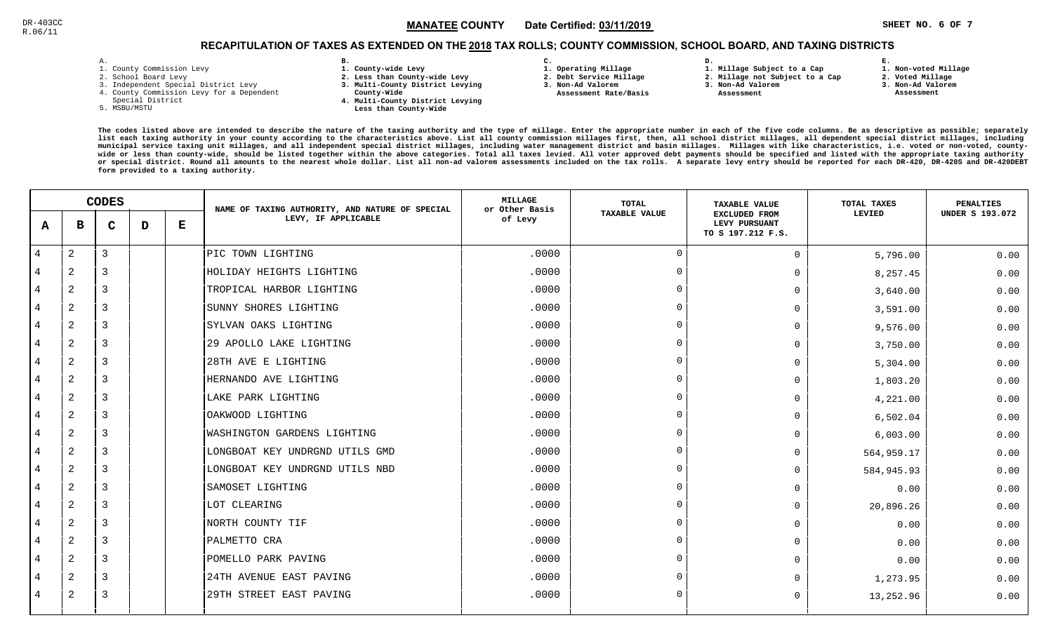DR-403CC
R.06/11

**MANATEE COUNTY** Date Certified: **03/11/2019**

## RECAPITULATION OF TAXES AS EXTENDED ON THE 2018 TAX ROLLS; COUNTY COMMISSION, SCHOOL BOARD, AND TAXING DISTRICTS

A.
1. County Commission Levy
2. School Board Levy
3. Independent Special District Levy
4. County Commission Levy for a Dependent Special District
5. MSBU/MSTU

B.
1. County-wide Levy
2. Less than County-wide Levy
3. Multi-County District Levying County-Wide
4. Multi-County District Levying Less than County-Wide

C.
1. Operating Millage
2. Debt Service Millage
3. Non-Ad Valorem Assessment Rate/Basis

D.
1. Millage Subject to a Cap
2. Millage not Subject to a Cap
3. Non-Ad Valorem Assessment

E.
1. Non-voted Millage
2. Voted Millage
3. Non-Ad Valorem Assessment

The codes listed above are intended to describe the nature of the taxing authority and the type of millage. Enter the appropriate number in each of the five code columns. Be as descriptive as possible; separately list each taxing authority in your county according to the characteristics above. List all county commission millages first, then, all school district millages, all dependent special district millages, including municipal service taxing unit millages, and all independent special district millages, including water management district and basin millages. Millages with like characteristics, i.e. voted or non-voted, county-wide or less than county-wide, should be listed together within the above categories. Total all taxes levied. All voter approved debt payments should be specified and listed with the appropriate taxing authority or special district. Round all amounts to the nearest whole dollar. List all non-ad valorem assessments included on the tax rolls. A separate levy entry should be reported for each DR-420, DR-420S and DR-420DEBT form provided to a taxing authority.

| CODES | | | | | NAME OF TAXING AUTHORITY, AND NATURE OF SPECIAL LEVY, IF APPLICABLE | MILLAGE or Other Basis of Levy | TOTAL TAXABLE VALUE | TAXABLE VALUE EXCLUDED FROM LEVY PURSUANT TO S 197.212 F.S. | TOTAL TAXES LEVIED | PENALTIES UNDER S 193.072 |
|---|---|---|---|---|---|---|---|---|---|---|
| A | B | C | D | E | | | | | | |
| 4 | 2 | 3 | | | PIC TOWN LIGHTING | .0000 | 0 | 0 | 5,796.00 | 0.00 |
| 4 | 2 | 3 | | | HOLIDAY HEIGHTS LIGHTING | .0000 | 0 | 0 | 8,257.45 | 0.00 |
| 4 | 2 | 3 | | | TROPICAL HARBOR LIGHTING | .0000 | 0 | 0 | 3,640.00 | 0.00 |
| 4 | 2 | 3 | | | SUNNY SHORES LIGHTING | .0000 | 0 | 0 | 3,591.00 | 0.00 |
| 4 | 2 | 3 | | | SYLVAN OAKS LIGHTING | .0000 | 0 | 0 | 9,576.00 | 0.00 |
| 4 | 2 | 3 | | | 29 APOLLO LAKE LIGHTING | .0000 | 0 | 0 | 3,750.00 | 0.00 |
| 4 | 2 | 3 | | | 28TH AVE E LIGHTING | .0000 | 0 | 0 | 5,304.00 | 0.00 |
| 4 | 2 | 3 | | | HERNANDO AVE LIGHTING | .0000 | 0 | 0 | 1,803.20 | 0.00 |
| 4 | 2 | 3 | | | LAKE PARK LIGHTING | .0000 | 0 | 0 | 4,221.00 | 0.00 |
| 4 | 2 | 3 | | | OAKWOOD LIGHTING | .0000 | 0 | 0 | 6,502.04 | 0.00 |
| 4 | 2 | 3 | | | WASHINGTON GARDENS LIGHTING | .0000 | 0 | 0 | 6,003.00 | 0.00 |
| 4 | 2 | 3 | | | LONGBOAT KEY UNDRGND UTILS GMD | .0000 | 0 | 0 | 564,959.17 | 0.00 |
| 4 | 2 | 3 | | | LONGBOAT KEY UNDRGND UTILS NBD | .0000 | 0 | 0 | 584,945.93 | 0.00 |
| 4 | 2 | 3 | | | SAMOSET LIGHTING | .0000 | 0 | 0 | 0.00 | 0.00 |
| 4 | 2 | 3 | | | LOT CLEARING | .0000 | 0 | 0 | 20,896.26 | 0.00 |
| 4 | 2 | 3 | | | NORTH COUNTY TIF | .0000 | 0 | 0 | 0.00 | 0.00 |
| 4 | 2 | 3 | | | PALMETTO CRA | .0000 | 0 | 0 | 0.00 | 0.00 |
| 4 | 2 | 3 | | | POMELLO PARK PAVING | .0000 | 0 | 0 | 0.00 | 0.00 |
| 4 | 2 | 3 | | | 24TH AVENUE EAST PAVING | .0000 | 0 | 0 | 1,273.95 | 0.00 |
| 4 | 2 | 3 | | | 29TH STREET EAST PAVING | .0000 | 0 | 0 | 13,252.96 | 0.00 |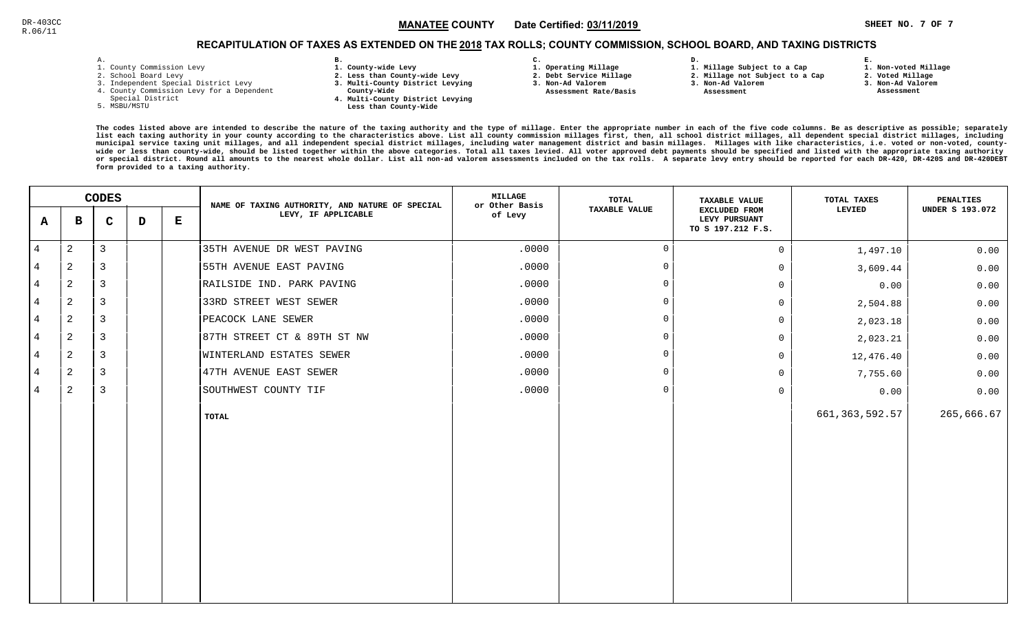DR-403CC
R.06/11

**MANATEE COUNTY** Date Certified: **03/11/2019** SHEET NO. 7 OF 7

## RECAPITULATION OF TAXES AS EXTENDED ON THE 2018 TAX ROLLS; COUNTY COMMISSION, SCHOOL BOARD, AND TAXING DISTRICTS

A.
1. County Commission Levy
2. School Board Levy
3. Independent Special District Levy
4. County Commission Levy for a Dependent Special District
5. MSBU/MSTU

B.
1. County-wide Levy
2. Less than County-wide Levy
3. Multi-County District Levying County-Wide
4. Multi-County District Levying Less than County-Wide

C.
1. Operating Millage
2. Debt Service Millage
3. Non-Ad Valorem Assessment Rate/Basis

D.
1. Millage Subject to a Cap
2. Millage not Subject to a Cap
3. Non-Ad Valorem Assessment

E.
1. Non-voted Millage
2. Voted Millage
3. Non-Ad Valorem Assessment

**The codes listed above are intended to describe the nature of the taxing authority and the type of millage. Enter the appropriate number in each of the five code columns. Be as descriptive as possible; separately list each taxing authority in your county according to the characteristics above. List all county commission millages first, then, all school district millages, all dependent special district millages, including municipal service taxing unit millages, and all independent special district millages, including water management district and basin millages. Millages with like characteristics, i.e. voted or non-voted, county-wide or less than county-wide, should be listed together within the above categories. Total all taxes levied. All voter approved debt payments should be specified and listed with the appropriate taxing authority or special district. Round all amounts to the nearest whole dollar. List all non-ad valorem assessments included on the tax rolls. A separate levy entry should be reported for each DR-420, DR-420S and DR-420DEBT form provided to a taxing authority.**

| CODES A | B | C | D | E | NAME OF TAXING AUTHORITY, AND NATURE OF SPECIAL LEVY, IF APPLICABLE | MILLAGE or Other Basis of Levy | TOTAL TAXABLE VALUE | TAXABLE VALUE EXCLUDED FROM LEVY PURSUANT TO S 197.212 F.S. | TOTAL TAXES LEVIED | PENALTIES UNDER S 193.072 |
|---|---|---|---|---|---|---|---|---|---|---|
| 4 | 2 | 3 | | | 35TH AVENUE DR WEST PAVING | .0000 | 0 | 0 | 1,497.10 | 0.00 |
| 4 | 2 | 3 | | | 55TH AVENUE EAST PAVING | .0000 | 0 | 0 | 3,609.44 | 0.00 |
| 4 | 2 | 3 | | | RAILSIDE IND. PARK PAVING | .0000 | 0 | 0 | 0.00 | 0.00 |
| 4 | 2 | 3 | | | 33RD STREET WEST SEWER | .0000 | 0 | 0 | 2,504.88 | 0.00 |
| 4 | 2 | 3 | | | PEACOCK LANE SEWER | .0000 | 0 | 0 | 2,023.18 | 0.00 |
| 4 | 2 | 3 | | | 87TH STREET CT & 89TH ST NW | .0000 | 0 | 0 | 2,023.21 | 0.00 |
| 4 | 2 | 3 | | | WINTERLAND ESTATES SEWER | .0000 | 0 | 0 | 12,476.40 | 0.00 |
| 4 | 2 | 3 | | | 47TH AVENUE EAST SEWER | .0000 | 0 | 0 | 7,755.60 | 0.00 |
| 4 | 2 | 3 | | | SOUTHWEST COUNTY TIF | .0000 | 0 | 0 | 0.00 | 0.00 |
| | | | | | **TOTAL** | | | | 661,363,592.57 | 265,666.67 |